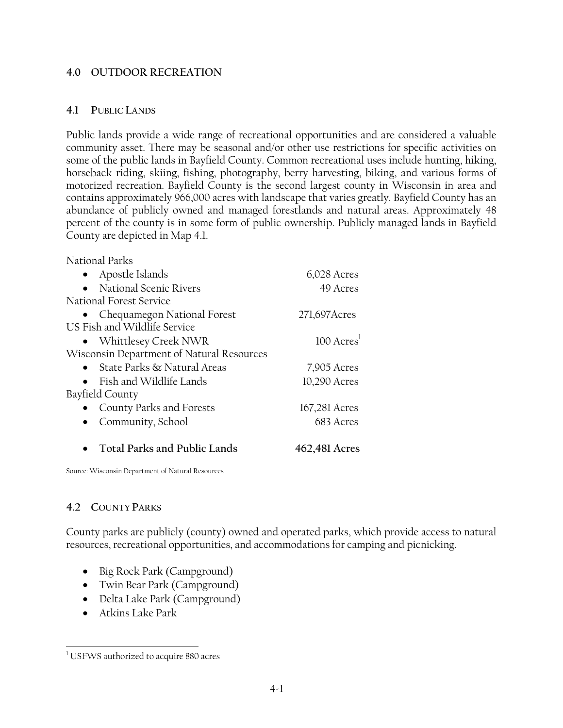# 4.0 OUTDOOR RECREATION

## 4.1 PUBLIC LANDS

Public lands provide a wide range of recreational opportunities and are considered a valuable community asset. There may be seasonal and/or other use restrictions for specific activities on some of the public lands in Bayfield County. Common recreational uses include hunting, hiking, horseback riding, skiing, fishing, photography, berry harvesting, biking, and various forms of motorized recreation. Bayfield County is the second largest county in Wisconsin in area and contains approximately 966,000 acres with landscape that varies greatly. Bayfield County has an abundance of publicly owned and managed forestlands and natural areas. Approximately 48 percent of the county is in some form of public ownership. Publicly managed lands in Bayfield County are depicted in Map 4.1.

| Ownership | Acres |
| --- | --- |
| National Parks | |
| • Apostle Islands | 6,028 Acres |
| • National Scenic Rivers | 49 Acres |
| National Forest Service | |
| • Chequamegon National Forest | 271,697Acres |
| US Fish and Wildlife Service | |
| • Whittlesey Creek NWR | 100 Acres[1] |
| Wisconsin Department of Natural Resources | |
| • State Parks & Natural Areas | 7,905 Acres |
| • Fish and Wildlife Lands | 10,290 Acres |
| Bayfield County | |
| • County Parks and Forests | 167,281 Acres |
| • Community, School | 683 Acres |
| • **Total Parks and Public Lands** | **462,481 Acres** |

Source: Wisconsin Department of Natural Resources

## 4.2 COUNTY PARKS

County parks are publicly (county) owned and operated parks, which provide access to natural resources, recreational opportunities, and accommodations for camping and picnicking.

- Big Rock Park (Campground)
- Twin Bear Park (Campground)
- Delta Lake Park (Campground)
- Atkins Lake Park

[1] USFWS authorized to acquire 880 acres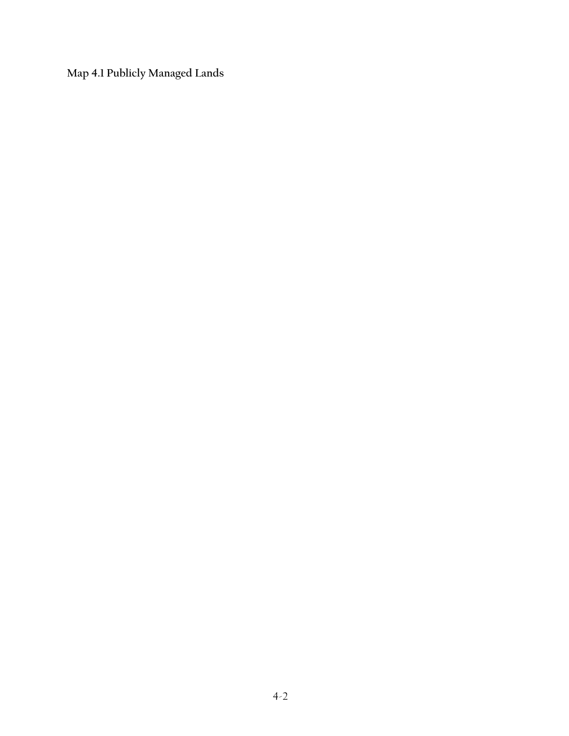**Map 4.1 Publicly Managed Lands**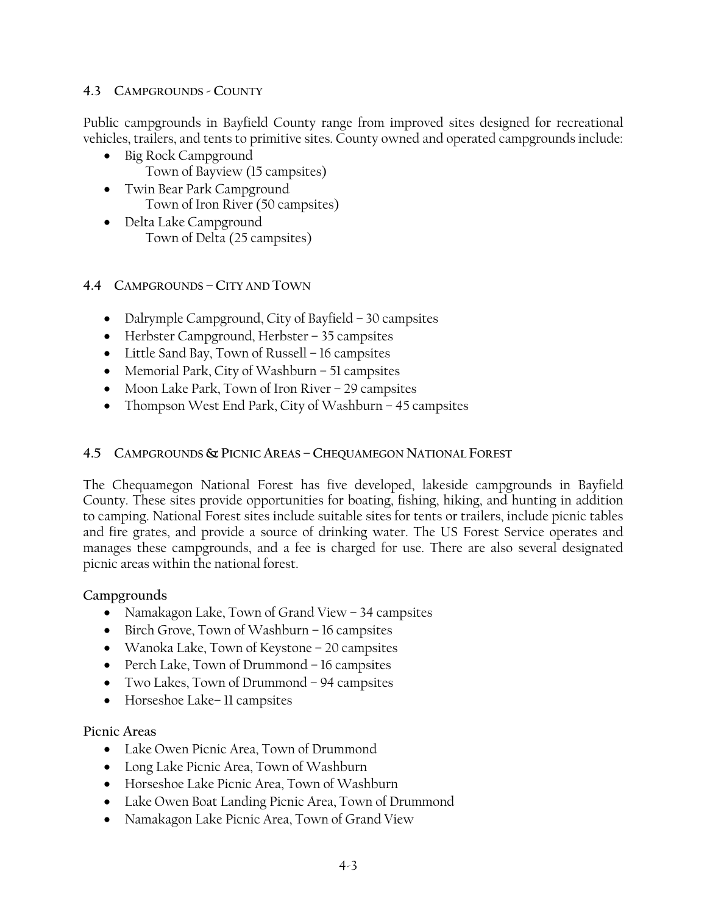### 4.3 CAMPGROUNDS - COUNTY

Public campgrounds in Bayfield County range from improved sites designed for recreational vehicles, trailers, and tents to primitive sites. County owned and operated campgrounds include:

- Big Rock Campground
  Town of Bayview (15 campsites)
- Twin Bear Park Campground
  Town of Iron River (50 campsites)
- Delta Lake Campground
  Town of Delta (25 campsites)

### 4.4 CAMPGROUNDS – CITY AND TOWN

- Dalrymple Campground, City of Bayfield – 30 campsites
- Herbster Campground, Herbster – 35 campsites
- Little Sand Bay, Town of Russell – 16 campsites
- Memorial Park, City of Washburn – 51 campsites
- Moon Lake Park, Town of Iron River – 29 campsites
- Thompson West End Park, City of Washburn – 45 campsites

### 4.5 CAMPGROUNDS & PICNIC AREAS – CHEQUAMEGON NATIONAL FOREST

The Chequamegon National Forest has five developed, lakeside campgrounds in Bayfield County. These sites provide opportunities for boating, fishing, hiking, and hunting in addition to camping. National Forest sites include suitable sites for tents or trailers, include picnic tables and fire grates, and provide a source of drinking water. The US Forest Service operates and manages these campgrounds, and a fee is charged for use. There are also several designated picnic areas within the national forest.

**Campgrounds**

- Namakagon Lake, Town of Grand View – 34 campsites
- Birch Grove, Town of Washburn – 16 campsites
- Wanoka Lake, Town of Keystone – 20 campsites
- Perch Lake, Town of Drummond – 16 campsites
- Two Lakes, Town of Drummond – 94 campsites
- Horseshoe Lake– 11 campsites

**Picnic Areas**

- Lake Owen Picnic Area, Town of Drummond
- Long Lake Picnic Area, Town of Washburn
- Horseshoe Lake Picnic Area, Town of Washburn
- Lake Owen Boat Landing Picnic Area, Town of Drummond
- Namakagon Lake Picnic Area, Town of Grand View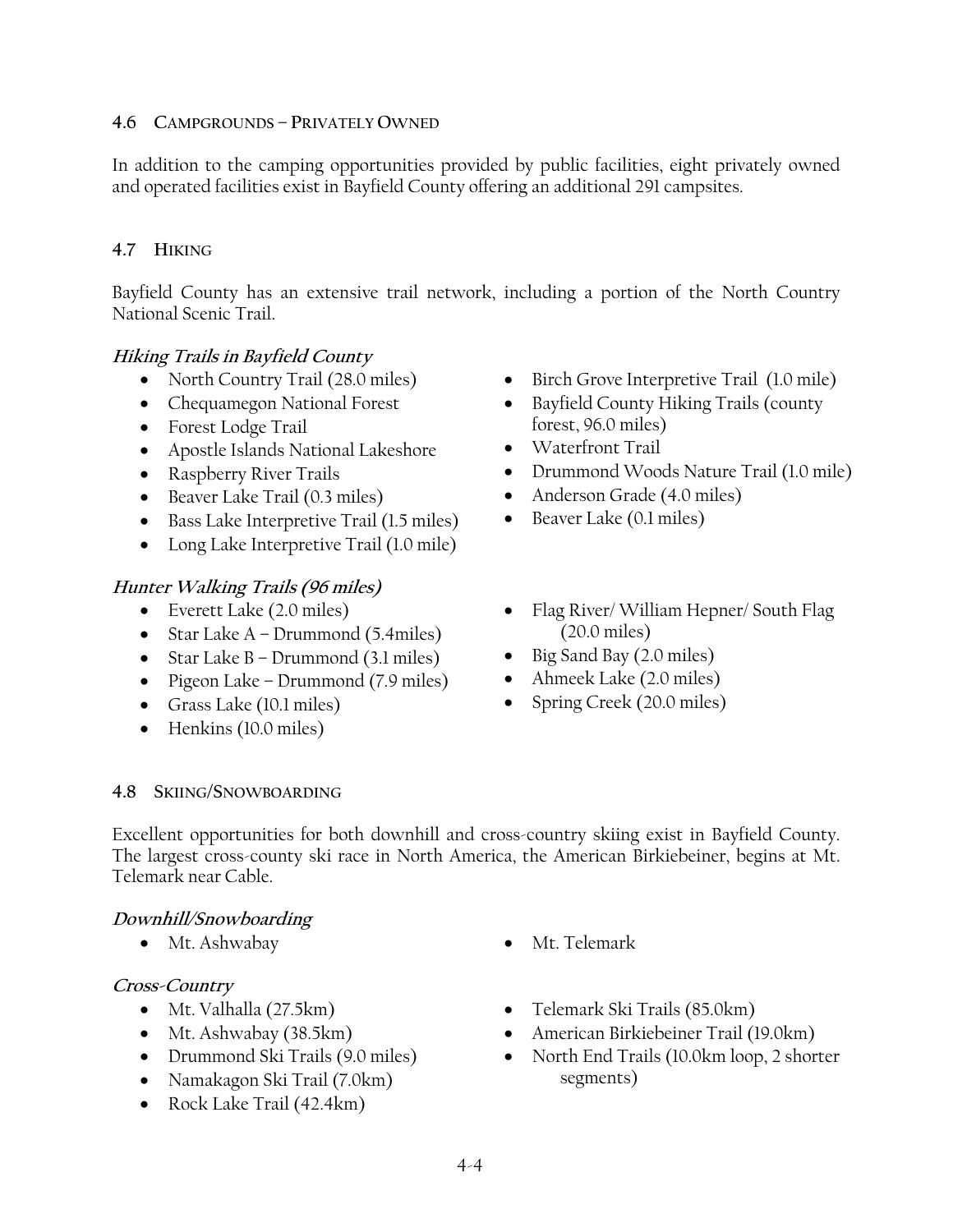## 4.6 Campgrounds – Privately Owned

In addition to the camping opportunities provided by public facilities, eight privately owned and operated facilities exist in Bayfield County offering an additional 291 campsites.

## 4.7 Hiking

Bayfield County has an extensive trail network, including a portion of the North Country National Scenic Trail.

### *Hiking Trails in Bayfield County*

- North Country Trail (28.0 miles)
- Chequamegon National Forest
- Forest Lodge Trail
- Apostle Islands National Lakeshore
- Raspberry River Trails
- Beaver Lake Trail (0.3 miles)
- Bass Lake Interpretive Trail (1.5 miles)
- Long Lake Interpretive Trail (1.0 mile)
- Birch Grove Interpretive Trail (1.0 mile)
- Bayfield County Hiking Trails (county forest, 96.0 miles)
- Waterfront Trail
- Drummond Woods Nature Trail (1.0 mile)
- Anderson Grade (4.0 miles)
- Beaver Lake (0.1 miles)

### *Hunter Walking Trails (96 miles)*

- Everett Lake (2.0 miles)
- Star Lake A – Drummond (5.4miles)
- Star Lake B – Drummond (3.1 miles)
- Pigeon Lake – Drummond (7.9 miles)
- Grass Lake (10.1 miles)
- Henkins (10.0 miles)
- Flag River/ William Hepner/ South Flag (20.0 miles)
- Big Sand Bay (2.0 miles)
- Ahmeek Lake (2.0 miles)
- Spring Creek (20.0 miles)

## 4.8 Skiing/Snowboarding

Excellent opportunities for both downhill and cross-country skiing exist in Bayfield County. The largest cross-county ski race in North America, the American Birkiebeiner, begins at Mt. Telemark near Cable.

### *Downhill/Snowboarding*

- Mt. Ashwabay
- Mt. Telemark

### *Cross-Country*

- Mt. Valhalla (27.5km)
- Mt. Ashwabay (38.5km)
- Drummond Ski Trails (9.0 miles)
- Namakagon Ski Trail (7.0km)
- Rock Lake Trail (42.4km)
- Telemark Ski Trails (85.0km)
- American Birkiebeiner Trail (19.0km)
- North End Trails (10.0km loop, 2 shorter segments)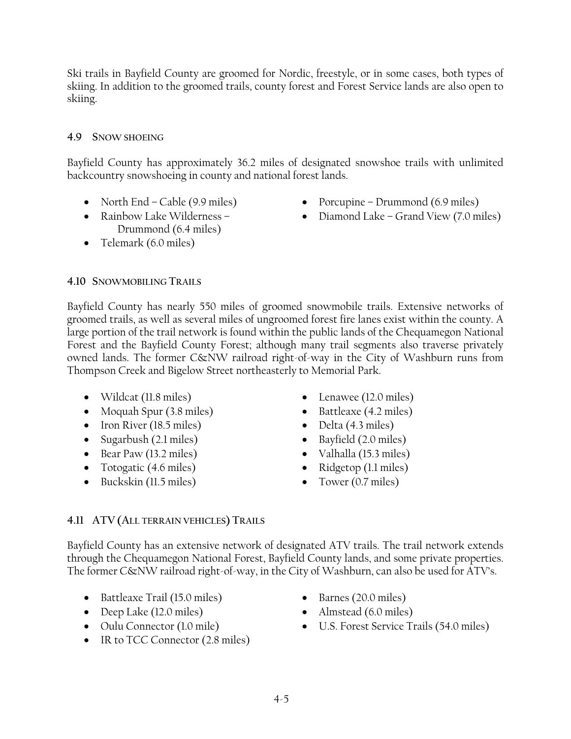Ski trails in Bayfield County are groomed for Nordic, freestyle, or in some cases, both types of skiing. In addition to the groomed trails, county forest and Forest Service lands are also open to skiing.

### 4.9 Snow Shoeing

Bayfield County has approximately 36.2 miles of designated snowshoe trails with unlimited backcountry snowshoeing in county and national forest lands.

- North End – Cable (9.9 miles)
- Rainbow Lake Wilderness – Drummond (6.4 miles)
- Telemark (6.0 miles)
- Porcupine – Drummond (6.9 miles)
- Diamond Lake – Grand View (7.0 miles)

### 4.10 Snowmobiling Trails

Bayfield County has nearly 550 miles of groomed snowmobile trails. Extensive networks of groomed trails, as well as several miles of ungroomed forest fire lanes exist within the county. A large portion of the trail network is found within the public lands of the Chequamegon National Forest and the Bayfield County Forest; although many trail segments also traverse privately owned lands. The former C&NW railroad right-of-way in the City of Washburn runs from Thompson Creek and Bigelow Street northeasterly to Memorial Park.

- Wildcat (11.8 miles)
- Moquah Spur (3.8 miles)
- Iron River (18.5 miles)
- Sugarbush (2.1 miles)
- Bear Paw (13.2 miles)
- Totogatic (4.6 miles)
- Buckskin (11.5 miles)
- Lenawee (12.0 miles)
- Battleaxe (4.2 miles)
- Delta (4.3 miles)
- Bayfield (2.0 miles)
- Valhalla (15.3 miles)
- Ridgetop (1.1 miles)
- Tower (0.7 miles)

### 4.11 ATV (All terrain vehicles) Trails

Bayfield County has an extensive network of designated ATV trails. The trail network extends through the Chequamegon National Forest, Bayfield County lands, and some private properties. The former C&NW railroad right-of-way, in the City of Washburn, can also be used for ATV's.

- Battleaxe Trail (15.0 miles)
- Deep Lake (12.0 miles)
- Oulu Connector (1.0 mile)
- IR to TCC Connector (2.8 miles)
- Barnes (20.0 miles)
- Almstead (6.0 miles)
- U.S. Forest Service Trails (54.0 miles)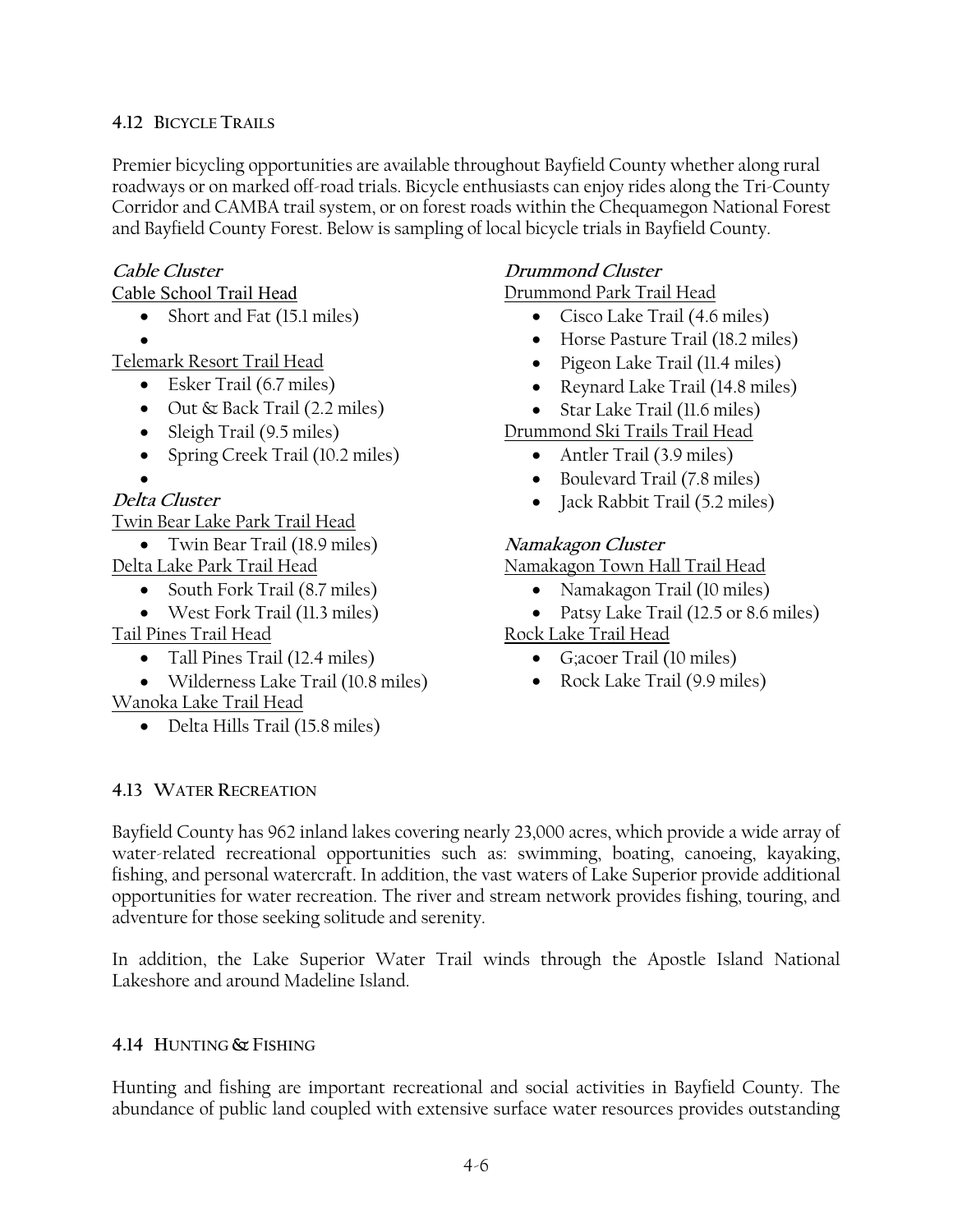## 4.12 BICYCLE TRAILS

Premier bicycling opportunities are available throughout Bayfield County whether along rural roadways or on marked off-road trials. Bicycle enthusiasts can enjoy rides along the Tri-County Corridor and CAMBA trail system, or on forest roads within the Chequamegon National Forest and Bayfield County Forest. Below is sampling of local bicycle trials in Bayfield County.

***Cable Cluster***

Cable School Trail Head

- Short and Fat (15.1 miles)
- 

Telemark Resort Trail Head

- Esker Trail (6.7 miles)
- Out & Back Trail (2.2 miles)
- Sleigh Trail (9.5 miles)
- Spring Creek Trail (10.2 miles)
- 

***Delta Cluster***

Twin Bear Lake Park Trail Head

- Twin Bear Trail (18.9 miles)

Delta Lake Park Trail Head

- South Fork Trail (8.7 miles)
- West Fork Trail (11.3 miles)

Tail Pines Trail Head

- Tall Pines Trail (12.4 miles)
- Wilderness Lake Trail (10.8 miles)

Wanoka Lake Trail Head

- Delta Hills Trail (15.8 miles)

***Drummond Cluster***

Drummond Park Trail Head

- Cisco Lake Trail (4.6 miles)
- Horse Pasture Trail (18.2 miles)
- Pigeon Lake Trail (11.4 miles)
- Reynard Lake Trail (14.8 miles)
- Star Lake Trail (11.6 miles)

Drummond Ski Trails Trail Head

- Antler Trail (3.9 miles)
- Boulevard Trail (7.8 miles)
- Jack Rabbit Trail (5.2 miles)

***Namakagon Cluster***

Namakagon Town Hall Trail Head

- Namakagon Trail (10 miles)
- Patsy Lake Trail (12.5 or 8.6 miles)

Rock Lake Trail Head

- G;acoer Trail (10 miles)
- Rock Lake Trail (9.9 miles)

## 4.13 WATER RECREATION

Bayfield County has 962 inland lakes covering nearly 23,000 acres, which provide a wide array of water-related recreational opportunities such as: swimming, boating, canoeing, kayaking, fishing, and personal watercraft. In addition, the vast waters of Lake Superior provide additional opportunities for water recreation. The river and stream network provides fishing, touring, and adventure for those seeking solitude and serenity.

In addition, the Lake Superior Water Trail winds through the Apostle Island National Lakeshore and around Madeline Island.

## 4.14 HUNTING & FISHING

Hunting and fishing are important recreational and social activities in Bayfield County. The abundance of public land coupled with extensive surface water resources provides outstanding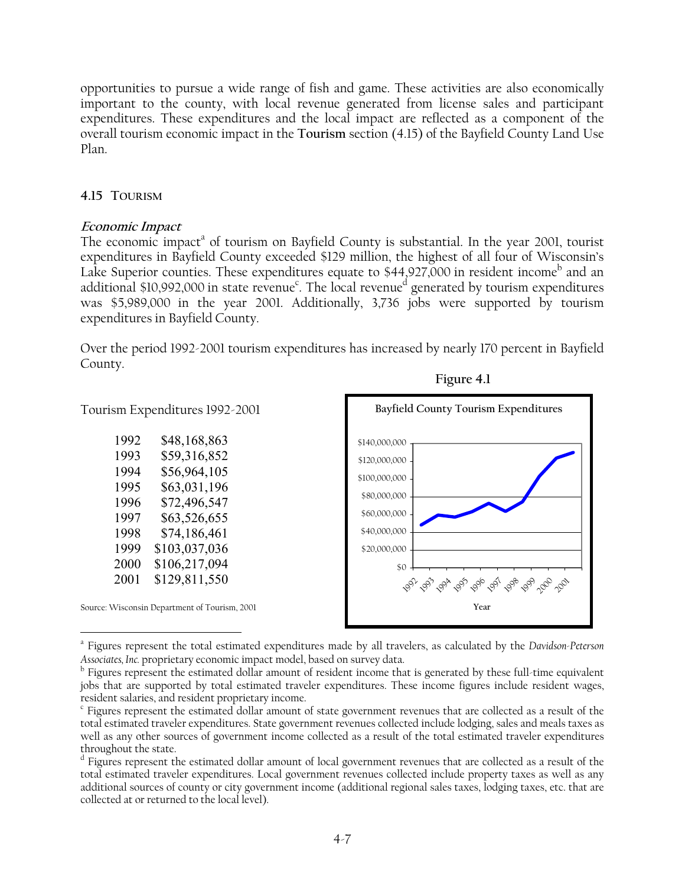opportunities to pursue a wide range of fish and game. These activities are also economically important to the county, with local revenue generated from license sales and participant expenditures. These expenditures and the local impact are reflected as a component of the overall tourism economic impact in the **Tourism** section (4.15) of the Bayfield County Land Use Plan.

## 4.15 TOURISM

### *Economic Impact*

The economic impact[a] of tourism on Bayfield County is substantial. In the year 2001, tourist expenditures in Bayfield County exceeded $129 million, the highest of all four of Wisconsin's Lake Superior counties. These expenditures equate to $44,927,000 in resident income[b] and an additional $10,992,000 in state revenue[c]. The local revenue[d] generated by tourism expenditures was $5,989,000 in the year 2001. Additionally, 3,736 jobs were supported by tourism expenditures in Bayfield County.

Over the period 1992-2001 tourism expenditures has increased by nearly 170 percent in Bayfield County.

Tourism Expenditures 1992-2001

| | |
|---|---|
| 1992 | $48,168,863 |
| 1993 | $59,316,852 |
| 1994 | $56,964,105 |
| 1995 | $63,031,196 |
| 1996 | $72,496,547 |
| 1997 | $63,526,655 |
| 1998 | $74,186,461 |
| 1999 | $103,037,036 |
| 2000 | $106,217,094 |
| 2001 | $129,811,550 |

Source: Wisconsin Department of Tourism, 2001

**Figure 4.1**

Bayfield County Tourism Expenditures

$140,000,000
$120,000,000
$100,000,000
$80,000,000
$60,000,000
$40,000,000
$20,000,000
$0

1992 1993 1994 1995 1996 1997 1998 1999 2000 2001

Year

---

[a] Figures represent the total estimated expenditures made by all travelers, as calculated by the *Davidson-Peterson Associates, Inc.* proprietary economic impact model, based on survey data.

[b] Figures represent the estimated dollar amount of resident income that is generated by these full-time equivalent jobs that are supported by total estimated traveler expenditures. These income figures include resident wages, resident salaries, and resident proprietary income.

[c] Figures represent the estimated dollar amount of state government revenues that are collected as a result of the total estimated traveler expenditures. State government revenues collected include lodging, sales and meals taxes as well as any other sources of government income collected as a result of the total estimated traveler expenditures throughout the state.

[d] Figures represent the estimated dollar amount of local government revenues that are collected as a result of the total estimated traveler expenditures. Local government revenues collected include property taxes as well as any additional sources of county or city government income (additional regional sales taxes, lodging taxes, etc. that are collected at or returned to the local level).